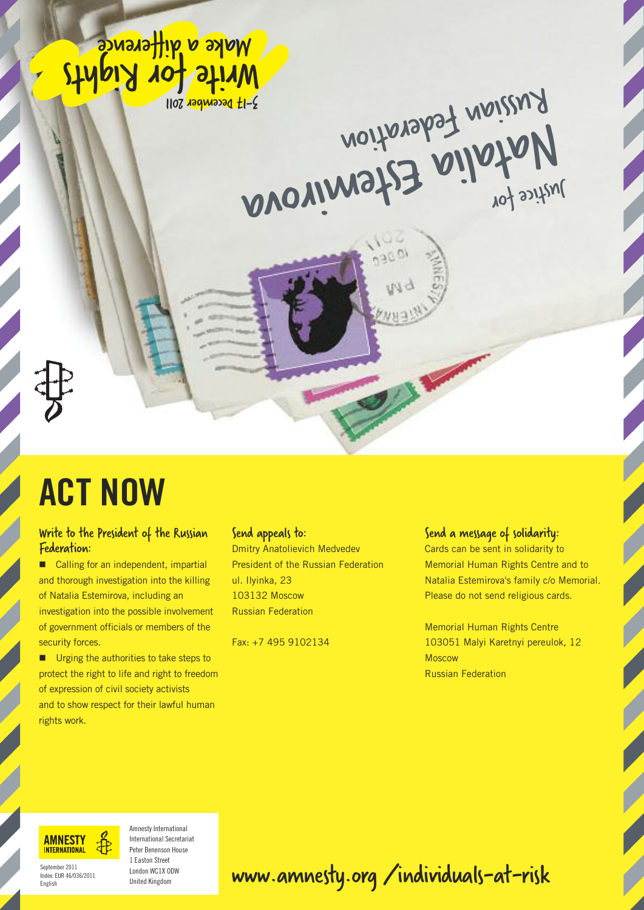Write for Rights
Make a difference
3–17 December 2011

Justice for
# Natalia Estemirova
Russian Federation

# ACT NOW

### Write to the President of the Russian Federation:

- Calling for an independent, impartial and thorough investigation into the killing of Natalia Estemirova, including an investigation into the possible involvement of government officials or members of the security forces.
- Urging the authorities to take steps to protect the right to life and right to freedom of expression of civil society activists and to show respect for their lawful human rights work.

### Send appeals to:

Dmitry Anatolievich Medvedev
President of the Russian Federation
ul. Ilyinka, 23
103132 Moscow
Russian Federation

Fax: +7 495 9102134

### Send a message of solidarity:

Cards can be sent in solidarity to Memorial Human Rights Centre and to Natalia Estemirova's family c/o Memorial. Please do not send religious cards.

Memorial Human Rights Centre
103051 Malyi Karetnyi pereulok, 12
Moscow
Russian Federation

Amnesty International
International Secretariat
Peter Benenson House
1 Easton Street
London WC1X 0DW
United Kingdom

September 2011
Index: EUR 46/036/2011
English

www.amnesty.org/individuals-at-risk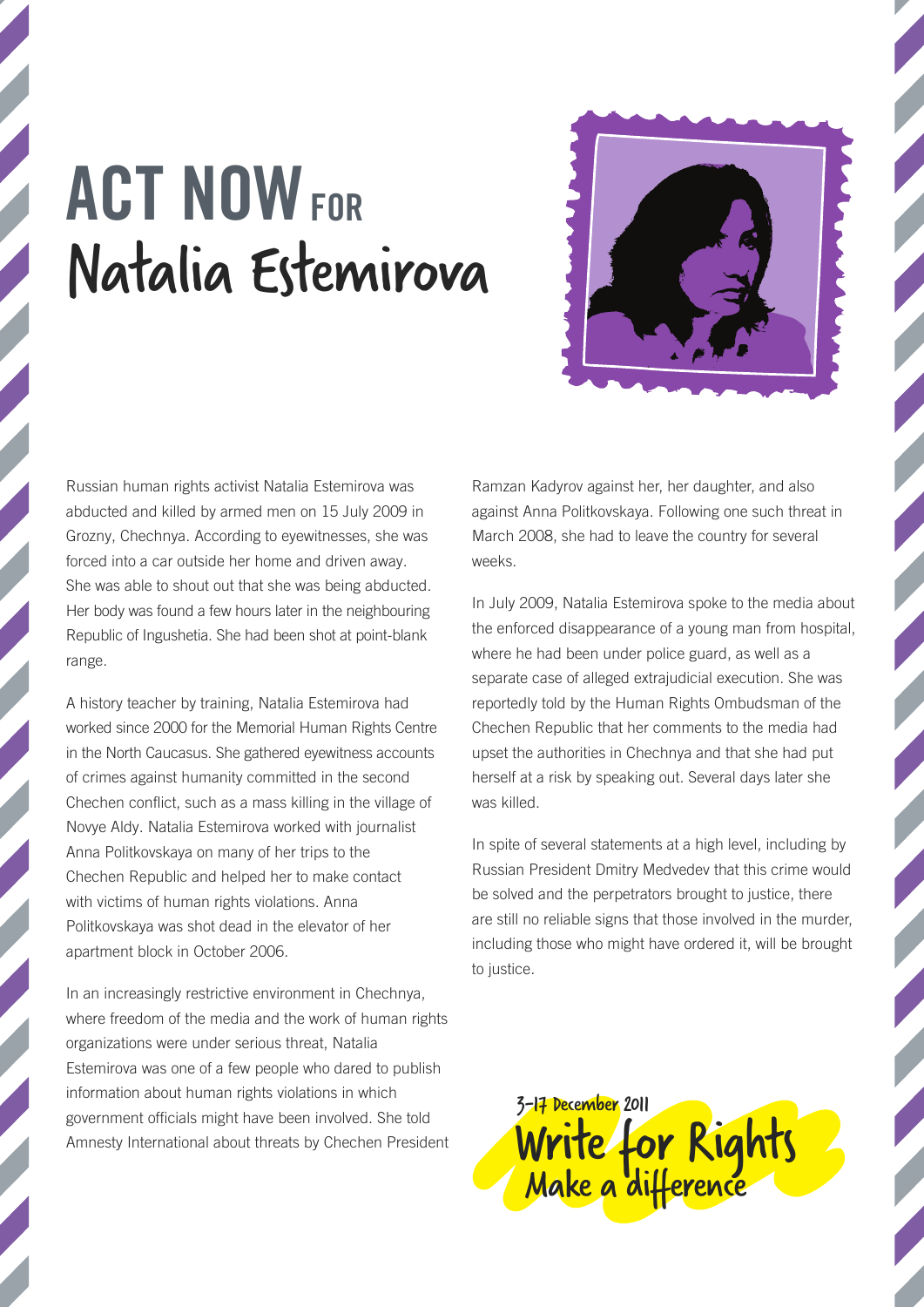# ACT NOW FOR Natalia Estemirova

Russian human rights activist Natalia Estemirova was abducted and killed by armed men on 15 July 2009 in Grozny, Chechnya. According to eyewitnesses, she was forced into a car outside her home and driven away. She was able to shout out that she was being abducted. Her body was found a few hours later in the neighbouring Republic of Ingushetia. She had been shot at point-blank range.

A history teacher by training, Natalia Estemirova had worked since 2000 for the Memorial Human Rights Centre in the North Caucasus. She gathered eyewitness accounts of crimes against humanity committed in the second Chechen conflict, such as a mass killing in the village of Novye Aldy. Natalia Estemirova worked with journalist Anna Politkovskaya on many of her trips to the Chechen Republic and helped her to make contact with victims of human rights violations. Anna Politkovskaya was shot dead in the elevator of her apartment block in October 2006.

In an increasingly restrictive environment in Chechnya, where freedom of the media and the work of human rights organizations were under serious threat, Natalia Estemirova was one of a few people who dared to publish information about human rights violations in which government officials might have been involved. She told Amnesty International about threats by Chechen President Ramzan Kadyrov against her, her daughter, and also against Anna Politkovskaya. Following one such threat in March 2008, she had to leave the country for several weeks.

In July 2009, Natalia Estemirova spoke to the media about the enforced disappearance of a young man from hospital, where he had been under police guard, as well as a separate case of alleged extrajudicial execution. She was reportedly told by the Human Rights Ombudsman of the Chechen Republic that her comments to the media had upset the authorities in Chechnya and that she had put herself at a risk by speaking out. Several days later she was killed.

In spite of several statements at a high level, including by Russian President Dmitry Medvedev that this crime would be solved and the perpetrators brought to justice, there are still no reliable signs that those involved in the murder, including those who might have ordered it, will be brought to justice.

3-17 December 2011

Write for Rights

Make a difference